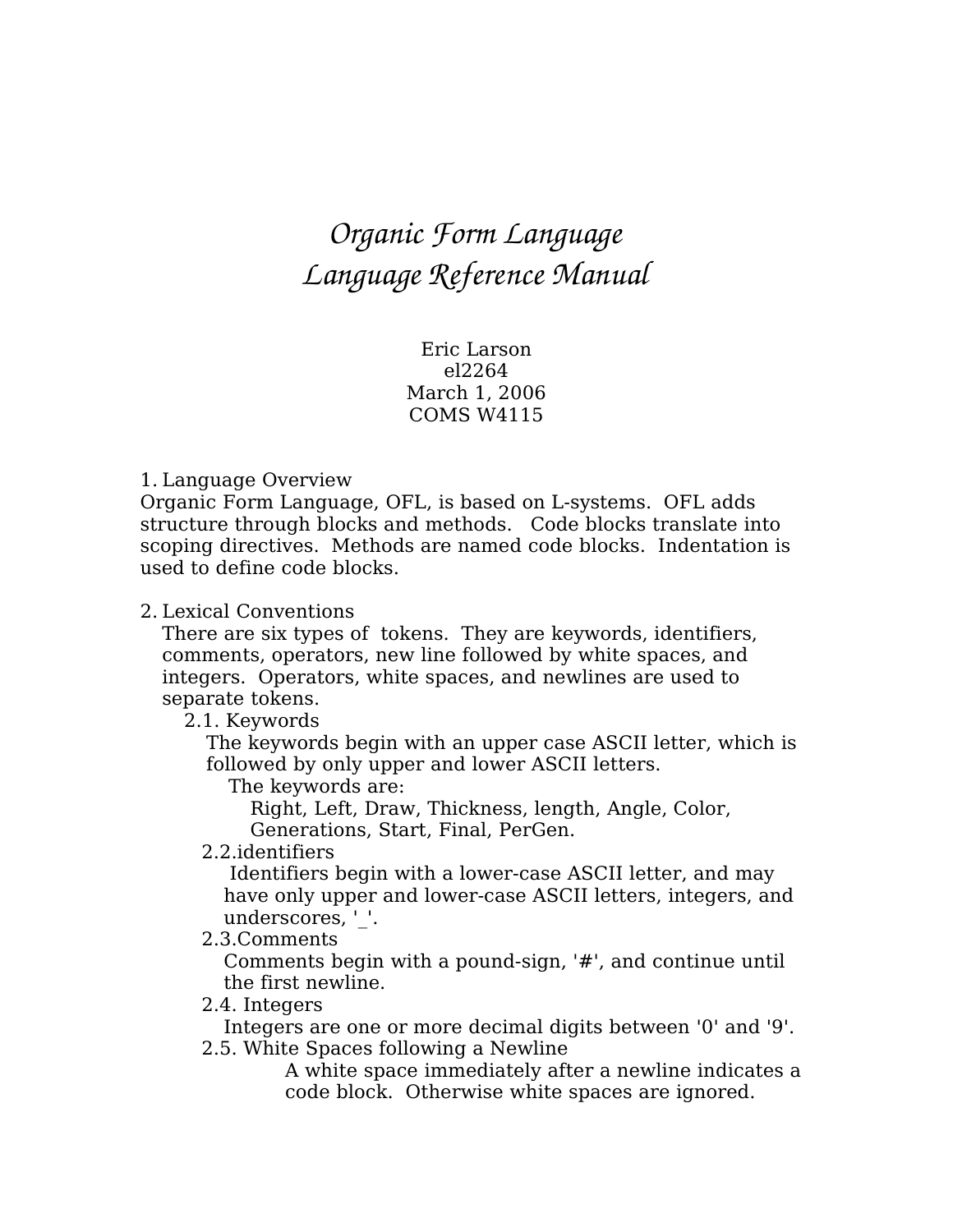# Organic Form Language
# Language Reference Manual

Eric Larson
el2264
March 1, 2006
COMS W4115

## 1. Language Overview

Organic Form Language, OFL, is based on L-systems. OFL adds structure through blocks and methods. Code blocks translate into scoping directives. Methods are named code blocks. Indentation is used to define code blocks.

## 2. Lexical Conventions

There are six types of tokens. They are keywords, identifiers, comments, operators, new line followed by white spaces, and integers. Operators, white spaces, and newlines are used to separate tokens.

### 2.1. Keywords

The keywords begin with an upper case ASCII letter, which is followed by only upper and lower ASCII letters.

The keywords are:

Right, Left, Draw, Thickness, length, Angle, Color, Generations, Start, Final, PerGen.

### 2.2. identifiers

Identifiers begin with a lower-case ASCII letter, and may have only upper and lower-case ASCII letters, integers, and underscores, '_'.

### 2.3. Comments

Comments begin with a pound-sign, '#', and continue until the first newline.

### 2.4. Integers

Integers are one or more decimal digits between '0' and '9'.

### 2.5. White Spaces following a Newline

A white space immediately after a newline indicates a code block. Otherwise white spaces are ignored.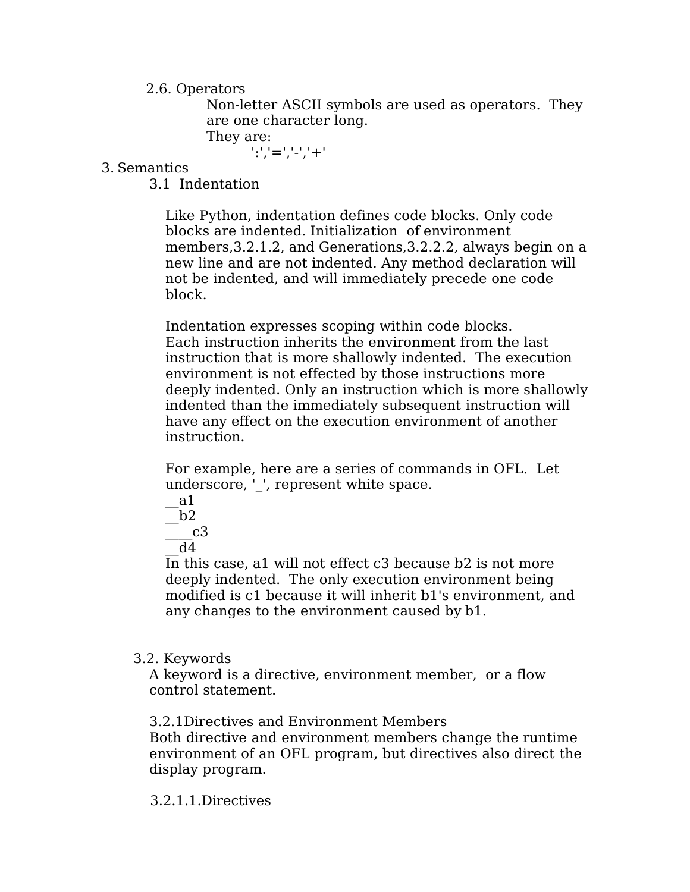### 2.6. Operators

Non-letter ASCII symbols are used as operators. They are one character long.
They are:

':','=','-','+'

## 3. Semantics

### 3.1 Indentation

Like Python, indentation defines code blocks. Only code blocks are indented. Initialization of environment members,3.2.1.2, and Generations,3.2.2.2, always begin on a new line and are not indented. Any method declaration will not be indented, and will immediately precede one code block.

Indentation expresses scoping within code blocks.
Each instruction inherits the environment from the last instruction that is more shallowly indented. The execution environment is not effected by those instructions more deeply indented. Only an instruction which is more shallowly indented than the immediately subsequent instruction will have any effect on the execution environment of another instruction.

For example, here are a series of commands in OFL. Let underscore, '_', represent white space.

```
__a1
__b2
____c3
__d4
```

In this case, a1 will not effect c3 because b2 is not more deeply indented. The only execution environment being modified is c1 because it will inherit b1's environment, and any changes to the environment caused by b1.

### 3.2. Keywords

A keyword is a directive, environment member, or a flow control statement.

#### 3.2.1Directives and Environment Members

Both directive and environment members change the runtime environment of an OFL program, but directives also direct the display program.

##### 3.2.1.1.Directives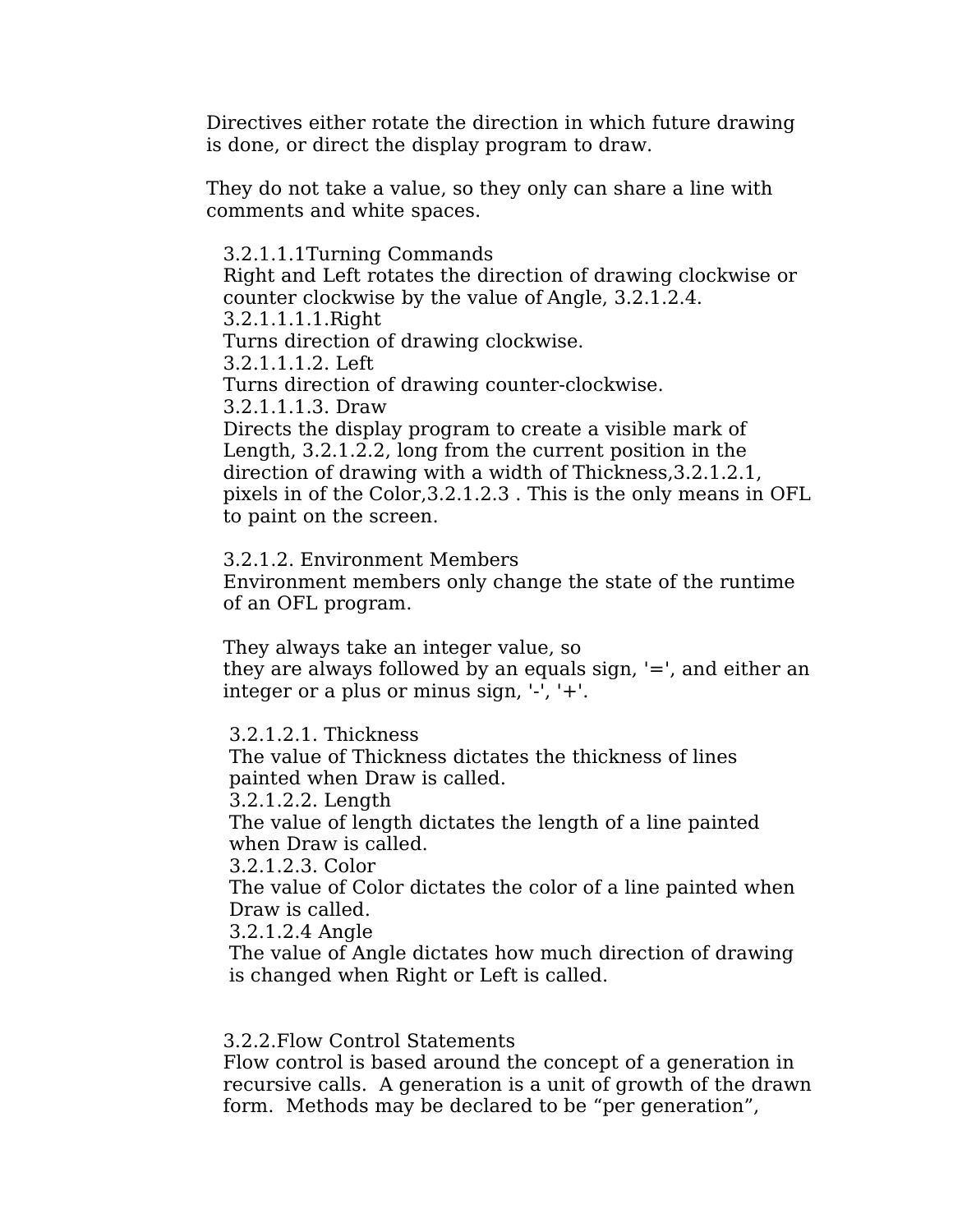Directives either rotate the direction in which future drawing is done, or direct the display program to draw.

They do not take a value, so they only can share a line with comments and white spaces.

#### 3.2.1.1.1Turning Commands

Right and Left rotates the direction of drawing clockwise or counter clockwise by the value of Angle, 3.2.1.2.4.

##### 3.2.1.1.1.1.Right

Turns direction of drawing clockwise.

##### 3.2.1.1.1.2. Left

Turns direction of drawing counter-clockwise.

##### 3.2.1.1.1.3. Draw

Directs the display program to create a visible mark of Length, 3.2.1.2.2, long from the current position in the direction of drawing with a width of Thickness,3.2.1.2.1, pixels in of the Color,3.2.1.2.3 . This is the only means in OFL to paint on the screen.

### 3.2.1.2. Environment Members

Environment members only change the state of the runtime of an OFL program.

They always take an integer value, so they are always followed by an equals sign, '=', and either an integer or a plus or minus sign, '-', '+'.

#### 3.2.1.2.1. Thickness

The value of Thickness dictates the thickness of lines painted when Draw is called.

#### 3.2.1.2.2. Length

The value of length dictates the length of a line painted when Draw is called.

#### 3.2.1.2.3. Color

The value of Color dictates the color of a line painted when Draw is called.

#### 3.2.1.2.4 Angle

The value of Angle dictates how much direction of drawing is changed when Right or Left is called.

## 3.2.2.Flow Control Statements

Flow control is based around the concept of a generation in recursive calls. A generation is a unit of growth of the drawn form. Methods may be declared to be “per generation”,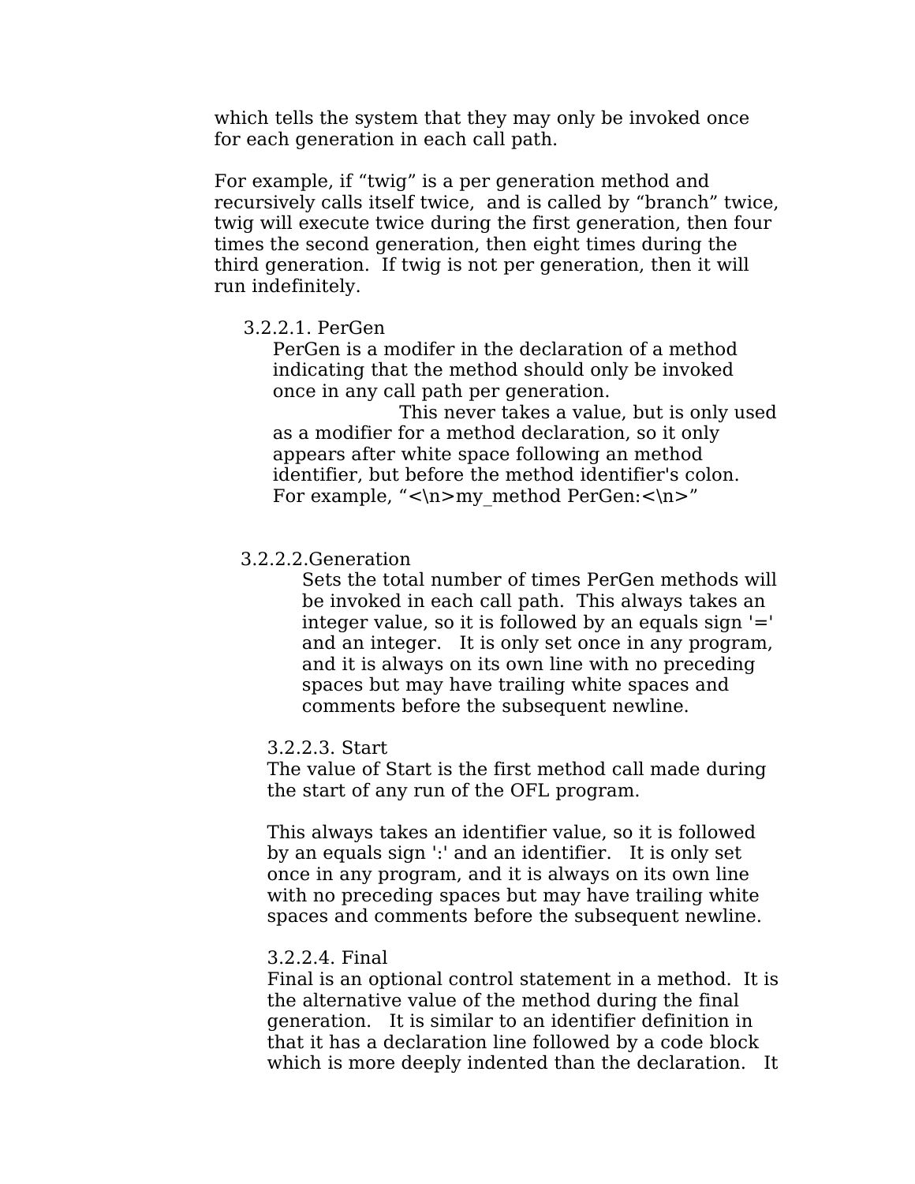which tells the system that they may only be invoked once for each generation in each call path.

For example, if “twig” is a per generation method and recursively calls itself twice, and is called by “branch” twice, twig will execute twice during the first generation, then four times the second generation, then eight times during the third generation. If twig is not per generation, then it will run indefinitely.

#### 3.2.2.1. PerGen

PerGen is a modifer in the declaration of a method indicating that the method should only be invoked once in any call path per generation.

This never takes a value, but is only used as a modifier for a method declaration, so it only appears after white space following an method identifier, but before the method identifier's colon. For example, “<\n>my_method PerGen:<\n>”

#### 3.2.2.2.Generation

Sets the total number of times PerGen methods will be invoked in each call path. This always takes an integer value, so it is followed by an equals sign '=' and an integer. It is only set once in any program, and it is always on its own line with no preceding spaces but may have trailing white spaces and comments before the subsequent newline.

#### 3.2.2.3. Start

The value of Start is the first method call made during the start of any run of the OFL program.

This always takes an identifier value, so it is followed by an equals sign ':' and an identifier. It is only set once in any program, and it is always on its own line with no preceding spaces but may have trailing white spaces and comments before the subsequent newline.

#### 3.2.2.4. Final

Final is an optional control statement in a method. It is the alternative value of the method during the final generation. It is similar to an identifier definition in that it has a declaration line followed by a code block which is more deeply indented than the declaration. It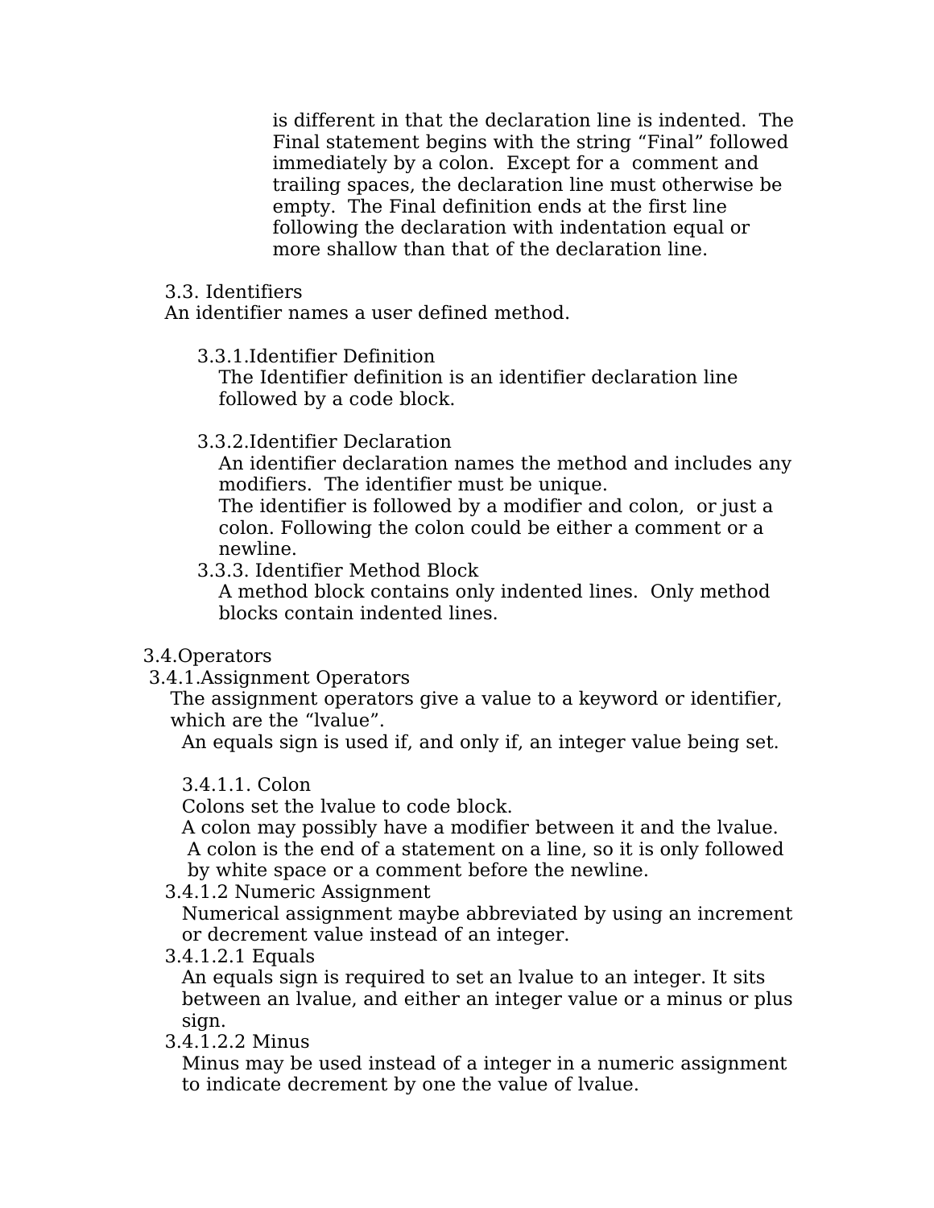is different in that the declaration line is indented. The Final statement begins with the string "Final" followed immediately by a colon. Except for a comment and trailing spaces, the declaration line must otherwise be empty. The Final definition ends at the first line following the declaration with indentation equal or more shallow than that of the declaration line.

## 3.3. Identifiers

An identifier names a user defined method.

### 3.3.1. Identifier Definition

The Identifier definition is an identifier declaration line followed by a code block.

### 3.3.2. Identifier Declaration

An identifier declaration names the method and includes any modifiers. The identifier must be unique.
The identifier is followed by a modifier and colon, or just a colon. Following the colon could be either a comment or a newline.

### 3.3.3. Identifier Method Block

A method block contains only indented lines. Only method blocks contain indented lines.

## 3.4. Operators

### 3.4.1. Assignment Operators

The assignment operators give a value to a keyword or identifier, which are the "lvalue".
An equals sign is used if, and only if, an integer value being set.

#### 3.4.1.1. Colon

Colons set the lvalue to code block.
A colon may possibly have a modifier between it and the lvalue. A colon is the end of a statement on a line, so it is only followed by white space or a comment before the newline.

#### 3.4.1.2 Numeric Assignment

Numerical assignment maybe abbreviated by using an increment or decrement value instead of an integer.

#### 3.4.1.2.1 Equals

An equals sign is required to set an lvalue to an integer. It sits between an lvalue, and either an integer value or a minus or plus sign.

#### 3.4.1.2.2 Minus

Minus may be used instead of a integer in a numeric assignment to indicate decrement by one the value of lvalue.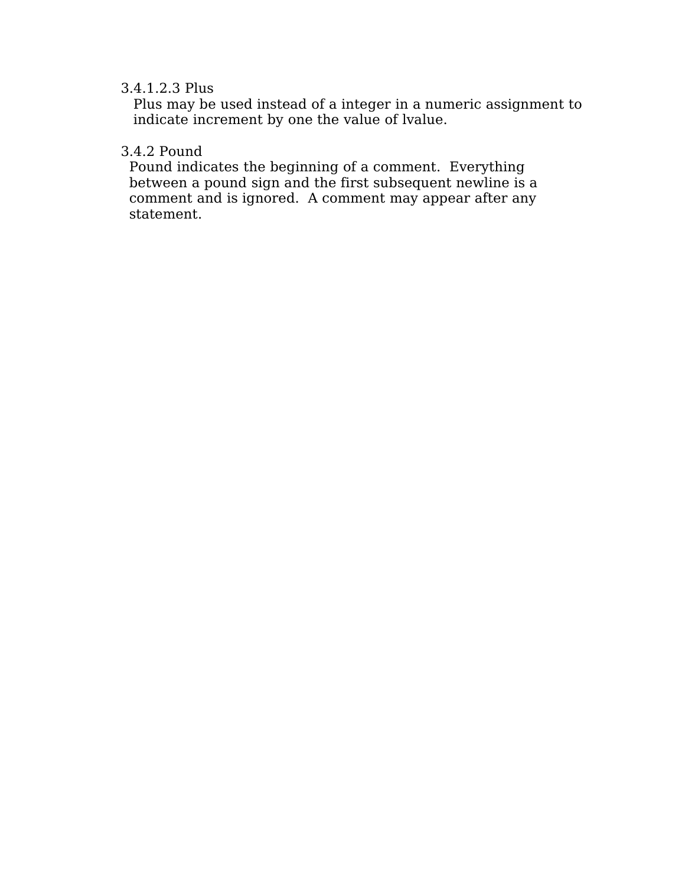#### 3.4.1.2.3 Plus

Plus may be used instead of a integer in a numeric assignment to indicate increment by one the value of lvalue.

### 3.4.2 Pound

Pound indicates the beginning of a comment.  Everything between a pound sign and the first subsequent newline is a comment and is ignored.  A comment may appear after any statement.